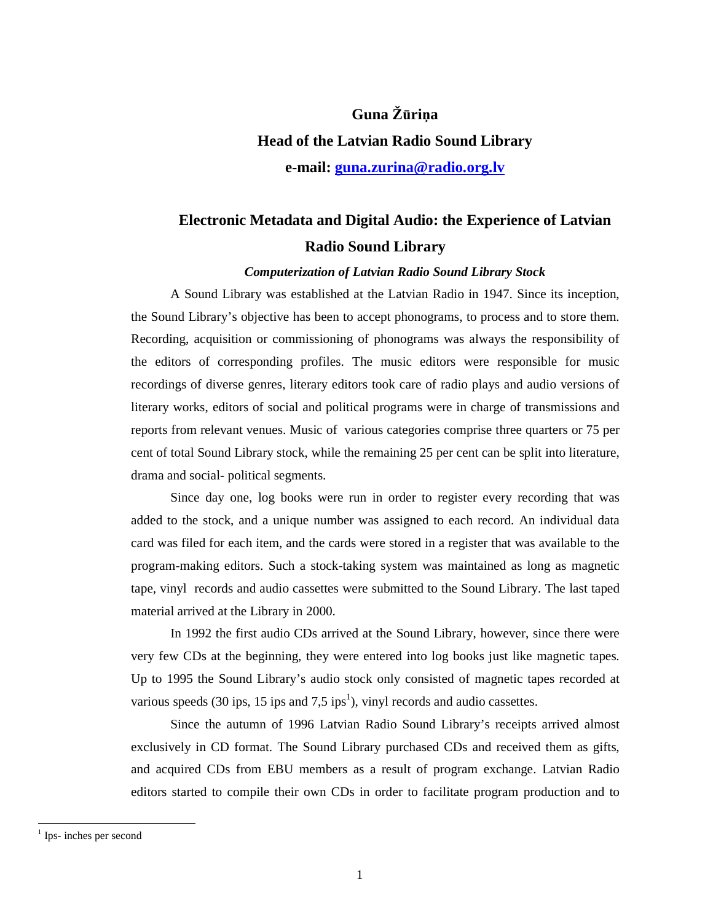**Guna Žūriņa**

**Head of the Latvian Radio Sound Library**

**e-mail: [guna.zurina@radio.org.lv](mailto:guna.zurina@radio.org.lv)**

# Electronic Metadata and Digital Audio: the Experience of Latvian Radio Sound Library

### *Computerization of Latvian Radio Sound Library Stock*

A Sound Library was established at the Latvian Radio in 1947. Since its inception, the Sound Library's objective has been to accept phonograms, to process and to store them. Recording, acquisition or commissioning of phonograms was always the responsibility of the editors of corresponding profiles. The music editors were responsible for music recordings of diverse genres, literary editors took care of radio plays and audio versions of literary works, editors of social and political programs were in charge of transmissions and reports from relevant venues. Music of various categories comprise three quarters or 75 per cent of total Sound Library stock, while the remaining 25 per cent can be split into literature, drama and social- political segments.

Since day one, log books were run in order to register every recording that was added to the stock, and a unique number was assigned to each record. An individual data card was filed for each item, and the cards were stored in a register that was available to the program-making editors. Such a stock-taking system was maintained as long as magnetic tape, vinyl records and audio cassettes were submitted to the Sound Library. The last taped material arrived at the Library in 2000.

In 1992 the first audio CDs arrived at the Sound Library, however, since there were very few CDs at the beginning, they were entered into log books just like magnetic tapes. Up to 1995 the Sound Library's audio stock only consisted of magnetic tapes recorded at various speeds (30 ips, 15 ips and 7,5 ips[1]), vinyl records and audio cassettes.

Since the autumn of 1996 Latvian Radio Sound Library's receipts arrived almost exclusively in CD format. The Sound Library purchased CDs and received them as gifts, and acquired CDs from EBU members as a result of program exchange. Latvian Radio editors started to compile their own CDs in order to facilitate program production and to

---

[1] Ips- inches per second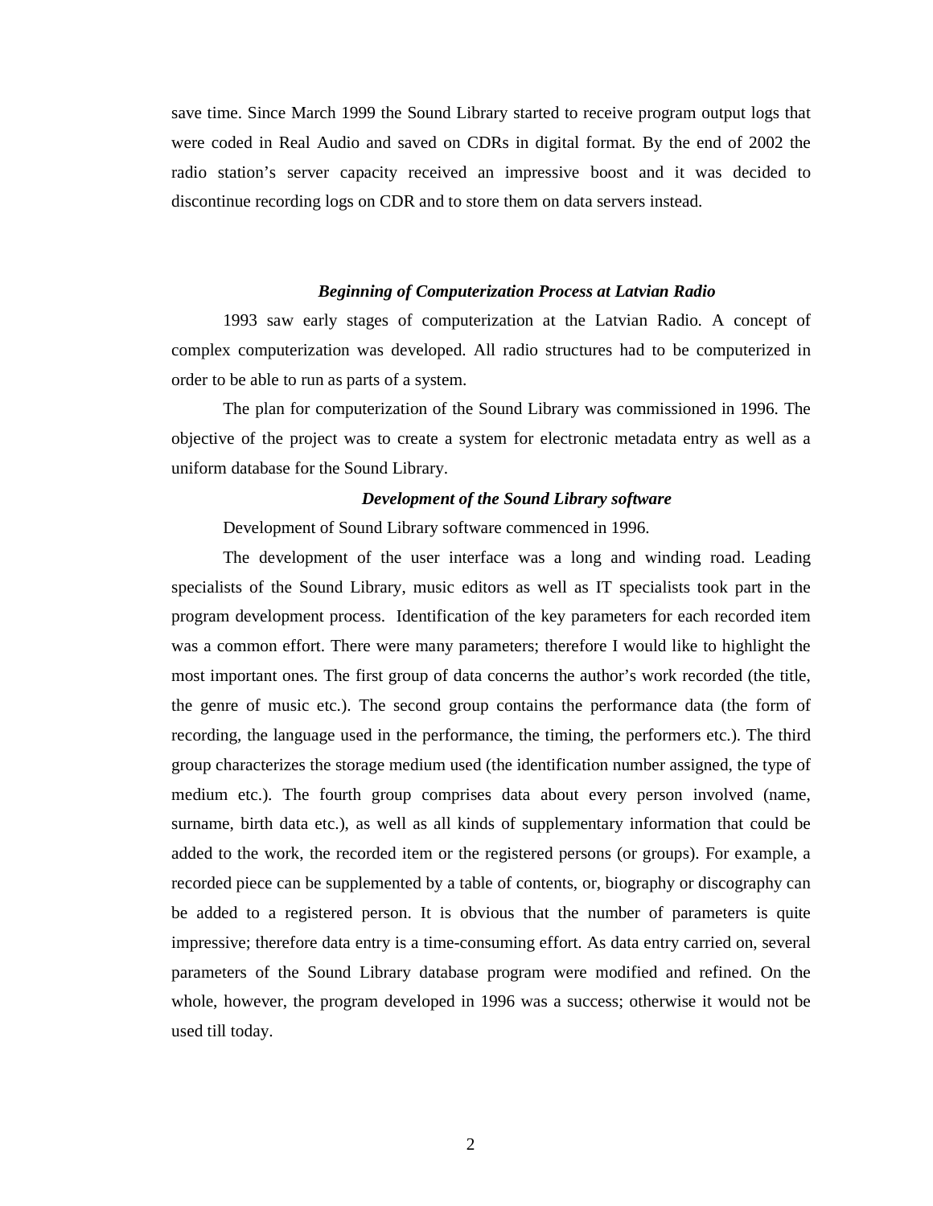save time. Since March 1999 the Sound Library started to receive program output logs that were coded in Real Audio and saved on CDRs in digital format. By the end of 2002 the radio station's server capacity received an impressive boost and it was decided to discontinue recording logs on CDR and to store them on data servers instead.

### *Beginning of Computerization Process at Latvian Radio*

1993 saw early stages of computerization at the Latvian Radio. A concept of complex computerization was developed. All radio structures had to be computerized in order to be able to run as parts of a system.

The plan for computerization of the Sound Library was commissioned in 1996. The objective of the project was to create a system for electronic metadata entry as well as a uniform database for the Sound Library.

### *Development of the Sound Library software*

Development of Sound Library software commenced in 1996.

The development of the user interface was a long and winding road. Leading specialists of the Sound Library, music editors as well as IT specialists took part in the program development process. Identification of the key parameters for each recorded item was a common effort. There were many parameters; therefore I would like to highlight the most important ones. The first group of data concerns the author's work recorded (the title, the genre of music etc.). The second group contains the performance data (the form of recording, the language used in the performance, the timing, the performers etc.). The third group characterizes the storage medium used (the identification number assigned, the type of medium etc.). The fourth group comprises data about every person involved (name, surname, birth data etc.), as well as all kinds of supplementary information that could be added to the work, the recorded item or the registered persons (or groups). For example, a recorded piece can be supplemented by a table of contents, or, biography or discography can be added to a registered person. It is obvious that the number of parameters is quite impressive; therefore data entry is a time-consuming effort. As data entry carried on, several parameters of the Sound Library database program were modified and refined. On the whole, however, the program developed in 1996 was a success; otherwise it would not be used till today.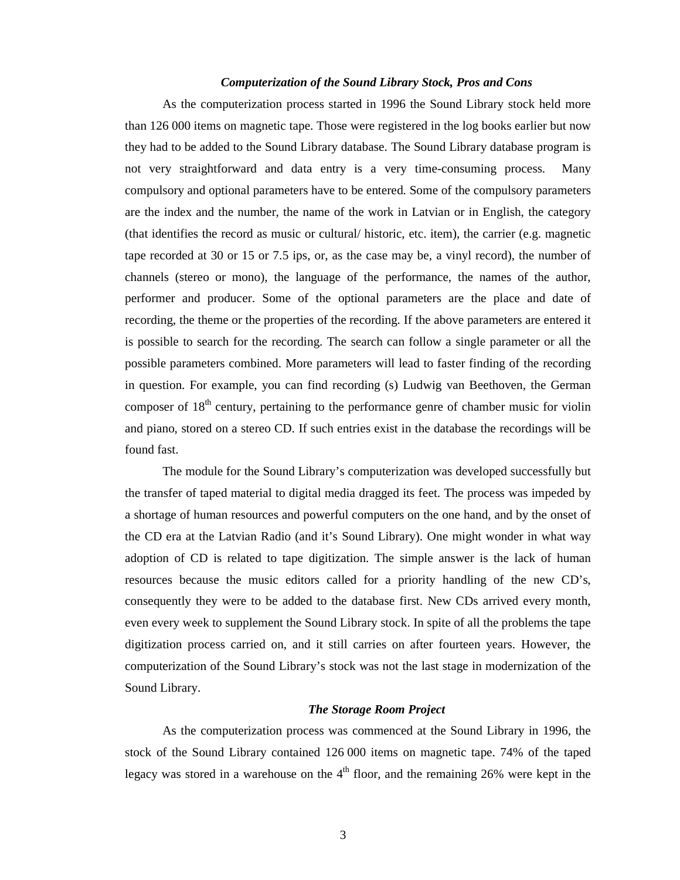### *Computerization of the Sound Library Stock, Pros and Cons*

As the computerization process started in 1996 the Sound Library stock held more than 126 000 items on magnetic tape. Those were registered in the log books earlier but now they had to be added to the Sound Library database. The Sound Library database program is not very straightforward and data entry is a very time-consuming process. Many compulsory and optional parameters have to be entered. Some of the compulsory parameters are the index and the number, the name of the work in Latvian or in English, the category (that identifies the record as music or cultural/ historic, etc. item), the carrier (e.g. magnetic tape recorded at 30 or 15 or 7.5 ips, or, as the case may be, a vinyl record), the number of channels (stereo or mono), the language of the performance, the names of the author, performer and producer. Some of the optional parameters are the place and date of recording, the theme or the properties of the recording. If the above parameters are entered it is possible to search for the recording. The search can follow a single parameter or all the possible parameters combined. More parameters will lead to faster finding of the recording in question. For example, you can find recording (s) Ludwig van Beethoven, the German composer of 18th century, pertaining to the performance genre of chamber music for violin and piano, stored on a stereo CD. If such entries exist in the database the recordings will be found fast.

The module for the Sound Library's computerization was developed successfully but the transfer of taped material to digital media dragged its feet. The process was impeded by a shortage of human resources and powerful computers on the one hand, and by the onset of the CD era at the Latvian Radio (and it's Sound Library). One might wonder in what way adoption of CD is related to tape digitization. The simple answer is the lack of human resources because the music editors called for a priority handling of the new CD's, consequently they were to be added to the database first. New CDs arrived every month, even every week to supplement the Sound Library stock. In spite of all the problems the tape digitization process carried on, and it still carries on after fourteen years. However, the computerization of the Sound Library's stock was not the last stage in modernization of the Sound Library.

### *The Storage Room Project*

As the computerization process was commenced at the Sound Library in 1996, the stock of the Sound Library contained 126 000 items on magnetic tape. 74% of the taped legacy was stored in a warehouse on the 4th floor, and the remaining 26% were kept in the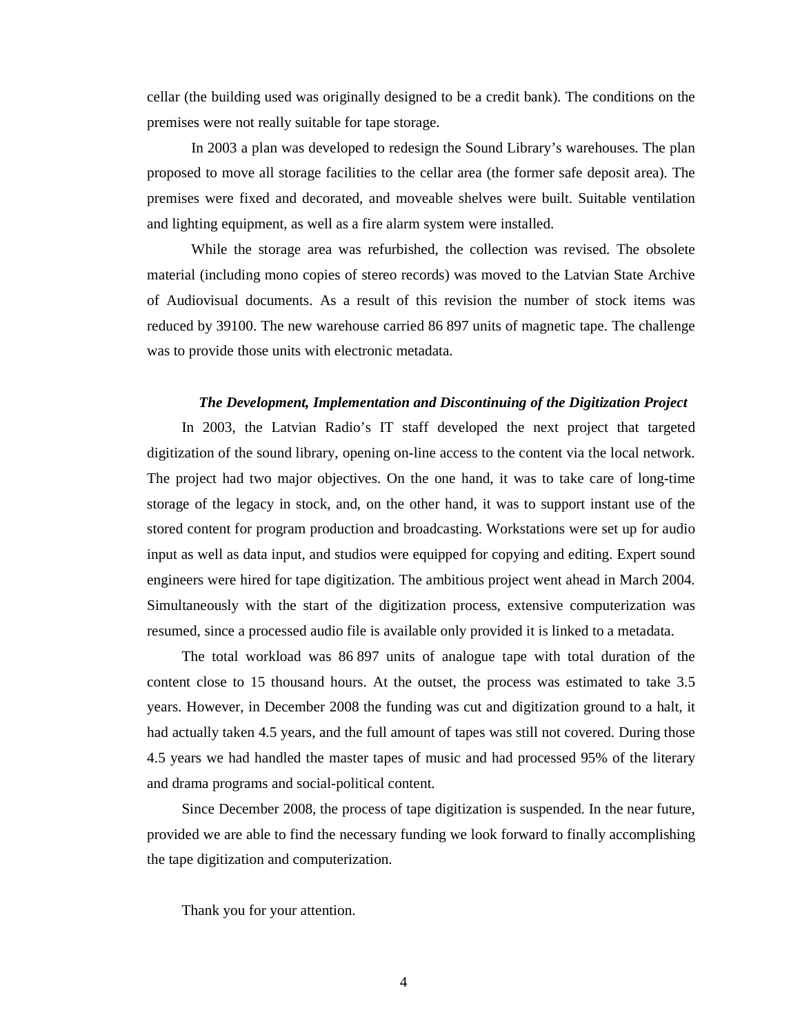cellar (the building used was originally designed to be a credit bank). The conditions on the premises were not really suitable for tape storage.

In 2003 a plan was developed to redesign the Sound Library's warehouses. The plan proposed to move all storage facilities to the cellar area (the former safe deposit area). The premises were fixed and decorated, and moveable shelves were built. Suitable ventilation and lighting equipment, as well as a fire alarm system were installed.

While the storage area was refurbished, the collection was revised. The obsolete material (including mono copies of stereo records) was moved to the Latvian State Archive of Audiovisual documents. As a result of this revision the number of stock items was reduced by 39100. The new warehouse carried 86 897 units of magnetic tape. The challenge was to provide those units with electronic metadata.

### *The Development, Implementation and Discontinuing of the Digitization Project*

In 2003, the Latvian Radio's IT staff developed the next project that targeted digitization of the sound library, opening on-line access to the content via the local network. The project had two major objectives. On the one hand, it was to take care of long-time storage of the legacy in stock, and, on the other hand, it was to support instant use of the stored content for program production and broadcasting. Workstations were set up for audio input as well as data input, and studios were equipped for copying and editing. Expert sound engineers were hired for tape digitization. The ambitious project went ahead in March 2004. Simultaneously with the start of the digitization process, extensive computerization was resumed, since a processed audio file is available only provided it is linked to a metadata.

The total workload was 86 897 units of analogue tape with total duration of the content close to 15 thousand hours. At the outset, the process was estimated to take 3.5 years. However, in December 2008 the funding was cut and digitization ground to a halt, it had actually taken 4.5 years, and the full amount of tapes was still not covered. During those 4.5 years we had handled the master tapes of music and had processed 95% of the literary and drama programs and social-political content.

Since December 2008, the process of tape digitization is suspended. In the near future, provided we are able to find the necessary funding we look forward to finally accomplishing the tape digitization and computerization.

Thank you for your attention.